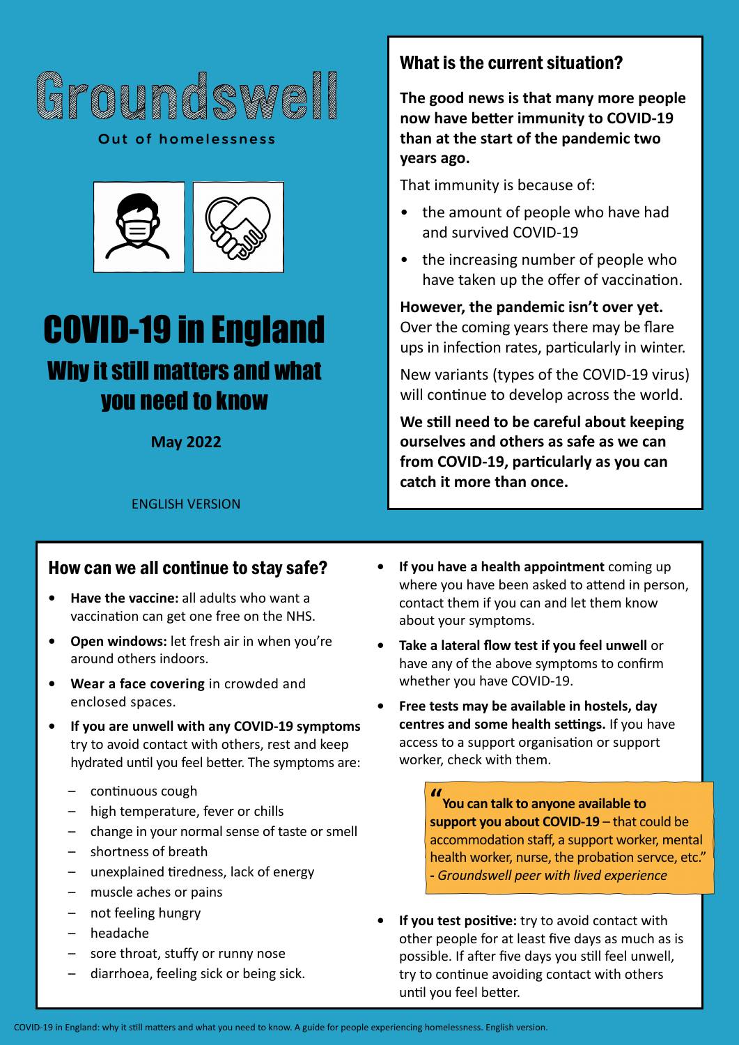# Groundswell

Out of homelessness

# COVID-19 in England

## Why it still matters and what you need to know

**May 2022**

ENGLISH VERSION

### What is the current situation?

**The good news is that many more people now have better immunity to COVID-19 than at the start of the pandemic two years ago.**

That immunity is because of:

- the amount of people who have had and survived COVID-19
- the increasing number of people who have taken up the offer of vaccination.

**However, the pandemic isn't over yet.** Over the coming years there may be flare ups in infection rates, particularly in winter.

New variants (types of the COVID-19 virus) will continue to develop across the world.

**We still need to be careful about keeping ourselves and others as safe as we can from COVID-19, particularly as you can catch it more than once.**

### How can we all continue to stay safe?

- **Have the vaccine:** all adults who want a vaccination can get one free on the NHS.
- **Open windows:** let fresh air in when you're around others indoors.
- **Wear a face covering** in crowded and enclosed spaces.
- **If you are unwell with any COVID-19 symptoms** try to avoid contact with others, rest and keep hydrated until you feel better. The symptoms are:
  - continuous cough
  - high temperature, fever or chills
  - change in your normal sense of taste or smell
  - shortness of breath
  - unexplained tiredness, lack of energy
  - muscle aches or pains
  - not feeling hungry
  - headache
  - sore throat, stuffy or runny nose
  - diarrhoea, feeling sick or being sick.
- **If you have a health appointment** coming up where you have been asked to attend in person, contact them if you can and let them know about your symptoms.
- **Take a lateral flow test if you feel unwell** or have any of the above symptoms to confirm whether you have COVID-19.
- **Free tests may be available in hostels, day centres and some health settings.** If you have access to a support organisation or support worker, check with them.

> "**You can talk to anyone available to support you about COVID-19** – that could be accommodation staff, a support worker, mental health worker, nurse, the probation servce, etc."
> **-** *Groundswell peer with lived experience*

- **If you test positive:** try to avoid contact with other people for at least five days as much as is possible. If after five days you still feel unwell, try to continue avoiding contact with others until you feel better.

COVID-19 in England: why it still matters and what you need to know. A guide for people experiencing homelessness. English version.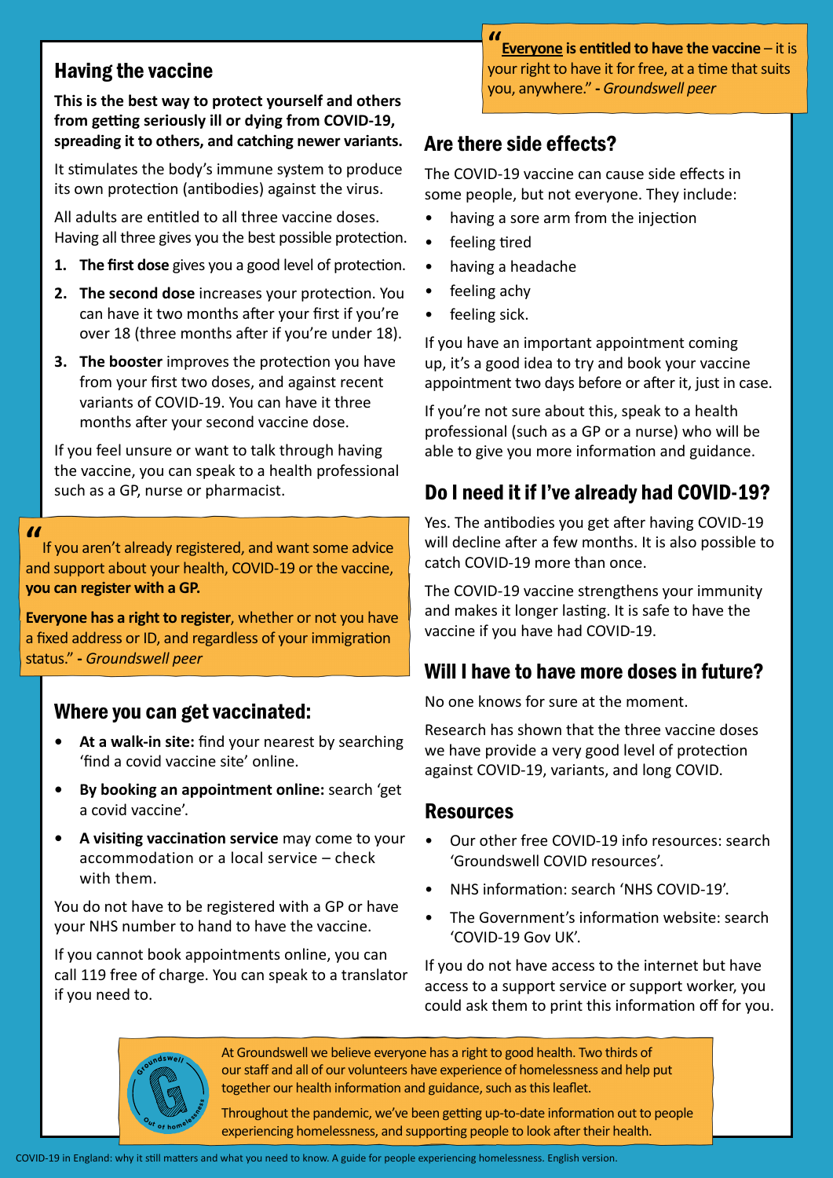## Having the vaccine

**This is the best way to protect yourself and others from getting seriously ill or dying from COVID-19, spreading it to others, and catching newer variants.**

It stimulates the body's immune system to produce its own protection (antibodies) against the virus.

All adults are entitled to all three vaccine doses. Having all three gives you the best possible protection.

1. **The first dose** gives you a good level of protection.
2. **The second dose** increases your protection. You can have it two months after your first if you're over 18 (three months after if you're under 18).
3. **The booster** improves the protection you have from your first two doses, and against recent variants of COVID-19. You can have it three months after your second vaccine dose.

If you feel unsure or want to talk through having the vaccine, you can speak to a health professional such as a GP, nurse or pharmacist.

> "If you aren't already registered, and want some advice and support about your health, COVID-19 or the vaccine, **you can register with a GP.**
>
> **Everyone has a right to register**, whether or not you have a fixed address or ID, and regardless of your immigration status." - *Groundswell peer*

## Where you can get vaccinated:

- **At a walk-in site:** find your nearest by searching 'find a covid vaccine site' online.
- **By booking an appointment online:** search 'get a covid vaccine'.
- **A visiting vaccination service** may come to your accommodation or a local service – check with them.

You do not have to be registered with a GP or have your NHS number to hand to have the vaccine.

If you cannot book appointments online, you can call 119 free of charge. You can speak to a translator if you need to.

> "**Everyone is entitled to have the vaccine** – it is your right to have it for free, at a time that suits you, anywhere." - *Groundswell peer*

## Are there side effects?

The COVID-19 vaccine can cause side effects in some people, but not everyone. They include:

- having a sore arm from the injection
- feeling tired
- having a headache
- feeling achy
- feeling sick.

If you have an important appointment coming up, it's a good idea to try and book your vaccine appointment two days before or after it, just in case.

If you're not sure about this, speak to a health professional (such as a GP or a nurse) who will be able to give you more information and guidance.

## Do I need it if I've already had COVID-19?

Yes. The antibodies you get after having COVID-19 will decline after a few months. It is also possible to catch COVID-19 more than once.

The COVID-19 vaccine strengthens your immunity and makes it longer lasting. It is safe to have the vaccine if you have had COVID-19.

## Will I have to have more doses in future?

No one knows for sure at the moment.

Research has shown that the three vaccine doses we have provide a very good level of protection against COVID-19, variants, and long COVID.

## Resources

- Our other free COVID-19 info resources: search 'Groundswell COVID resources'.
- NHS information: search 'NHS COVID-19'.
- The Government's information website: search 'COVID-19 Gov UK'.

If you do not have access to the internet but have access to a support service or support worker, you could ask them to print this information off for you.

At Groundswell we believe everyone has a right to good health. Two thirds of our staff and all of our volunteers have experience of homelessness and help put together our health information and guidance, such as this leaflet.

Throughout the pandemic, we've been getting up-to-date information out to people experiencing homelessness, and supporting people to look after their health.

COVID-19 in England: why it still matters and what you need to know. A guide for people experiencing homelessness. English version.